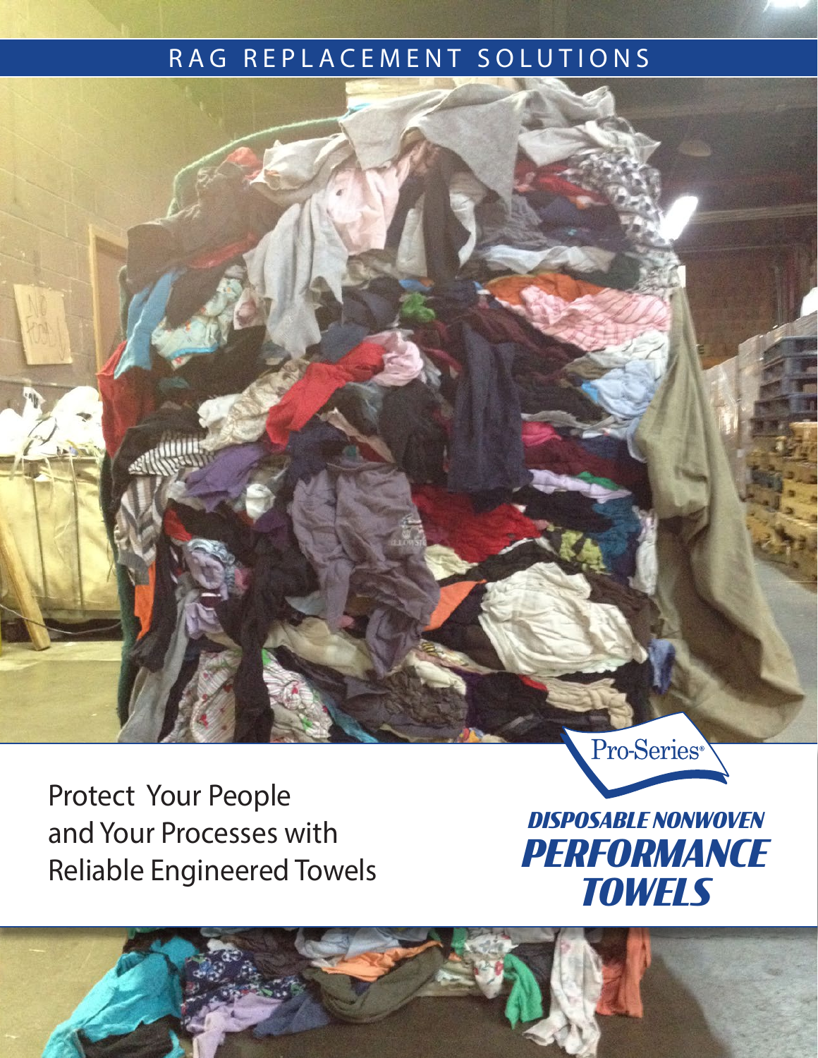RAG REPLACEMENT SOLUTIONS

Protect Your People and Your Processes with Reliable Engineered Towels

Pro-Series®

# DISPOSABLE NONWOVEN PERFORMANCE TOWELS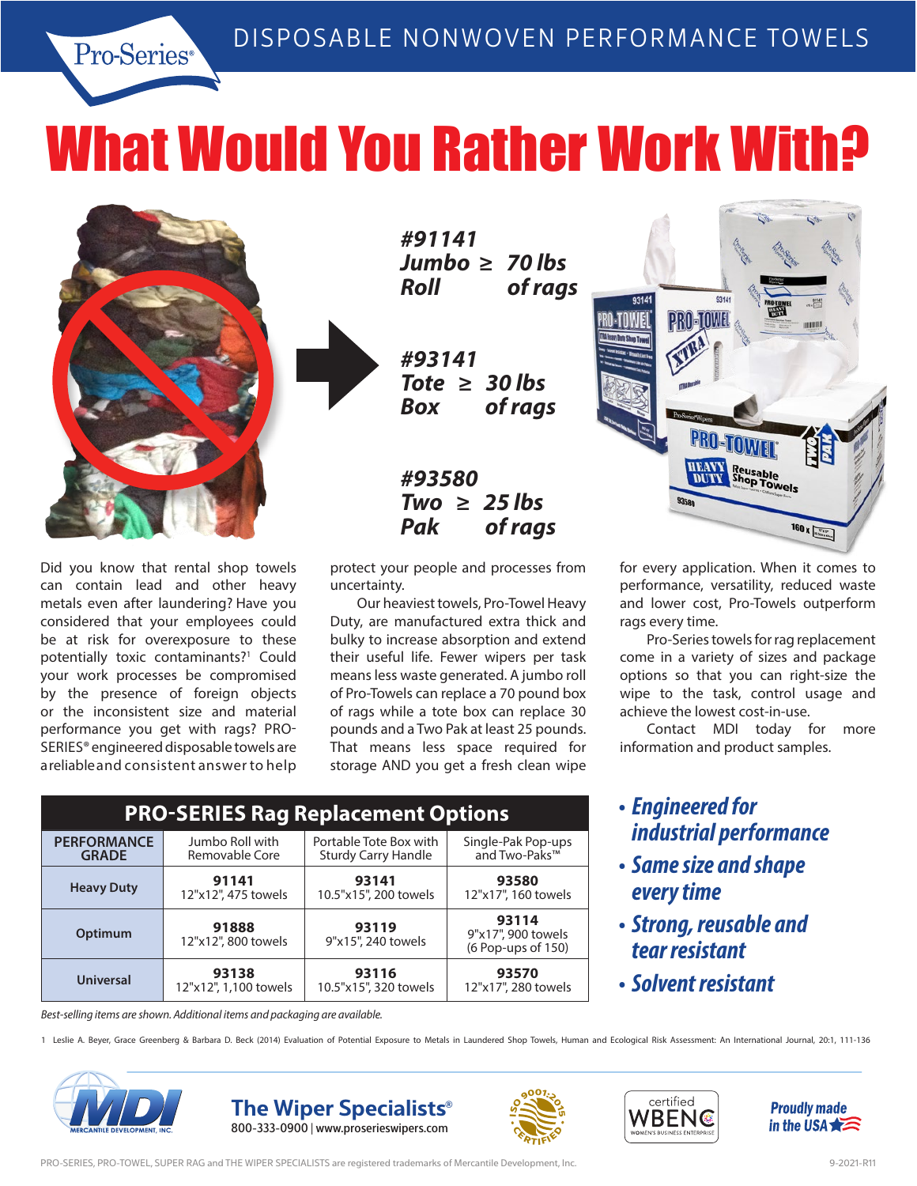Pro-Series®

# DISPOSABLE NONWOVEN PERFORMANCE TOWELS

# What Would You Rather Work With?

***#91141 Jumbo Roll ≥ 70 lbs of rags***

***#93141 Tote Box ≥ 30 lbs of rags***

***#93580 Two Pak ≥ 25 lbs of rags***

Did you know that rental shop towels can contain lead and other heavy metals even after laundering? Have you considered that your employees could be at risk for overexposure to these potentially toxic contaminants?[1] Could your work processes be compromised by the presence of foreign objects or the inconsistent size and material performance you get with rags? PRO-SERIES® engineered disposable towels are a reliable and consistent answer to help protect your people and processes from uncertainty.

Our heaviest towels, Pro-Towel Heavy Duty, are manufactured extra thick and bulky to increase absorption and extend their useful life. Fewer wipers per task means less waste generated. A jumbo roll of Pro-Towels can replace a 70 pound box of rags while a tote box can replace 30 pounds and a Two Pak at least 25 pounds. That means less space required for storage AND you get a fresh clean wipe for every application. When it comes to performance, versatility, reduced waste and lower cost, Pro-Towels outperform rags every time.

Pro-Series towels for rag replacement come in a variety of sizes and package options so that you can right-size the wipe to the task, control usage and achieve the lowest cost-in-use.

Contact MDI today for more information and product samples.

## PRO-SERIES Rag Replacement Options

| PERFORMANCE GRADE | Jumbo Roll with Removable Core | Portable Tote Box with Sturdy Carry Handle | Single-Pak Pop-ups and Two-Paks™ |
|---|---|---|---|
| Heavy Duty | **91141** 12"x12", 475 towels | **93141** 10.5"x15", 200 towels | **93580** 12"x17", 160 towels |
| Optimum | **91888** 12"x12", 800 towels | **93119** 9"x15", 240 towels | **93114** 9"x17", 900 towels (6 Pop-ups of 150) |
| Universal | **93138** 12"x12", 1,100 towels | **93116** 10.5"x15", 320 towels | **93570** 12"x17", 280 towels |

*Best-selling items are shown. Additional items and packaging are available.*

- ***Engineered for industrial performance***
- ***Same size and shape every time***
- ***Strong, reusable and tear resistant***
- ***Solvent resistant***

1 Leslie A. Beyer, Grace Greenberg & Barbara D. Beck (2014) Evaluation of Potential Exposure to Metals in Laundered Shop Towels, Human and Ecological Risk Assessment: An International Journal, 20:1, 111-136

MDI MERCANTILE DEVELOPMENT, INC.

**The Wiper Specialists®**
800-333-0900 | www.proserieswipers.com

ISO 9001:2015 CERTIFIED

certified WBENC WOMEN'S BUSINESS ENTERPRISE

Proudly made in the USA

PRO-SERIES, PRO-TOWEL, SUPER RAG and THE WIPER SPECIALISTS are registered trademarks of Mercantile Development, Inc.

9-2021-R11